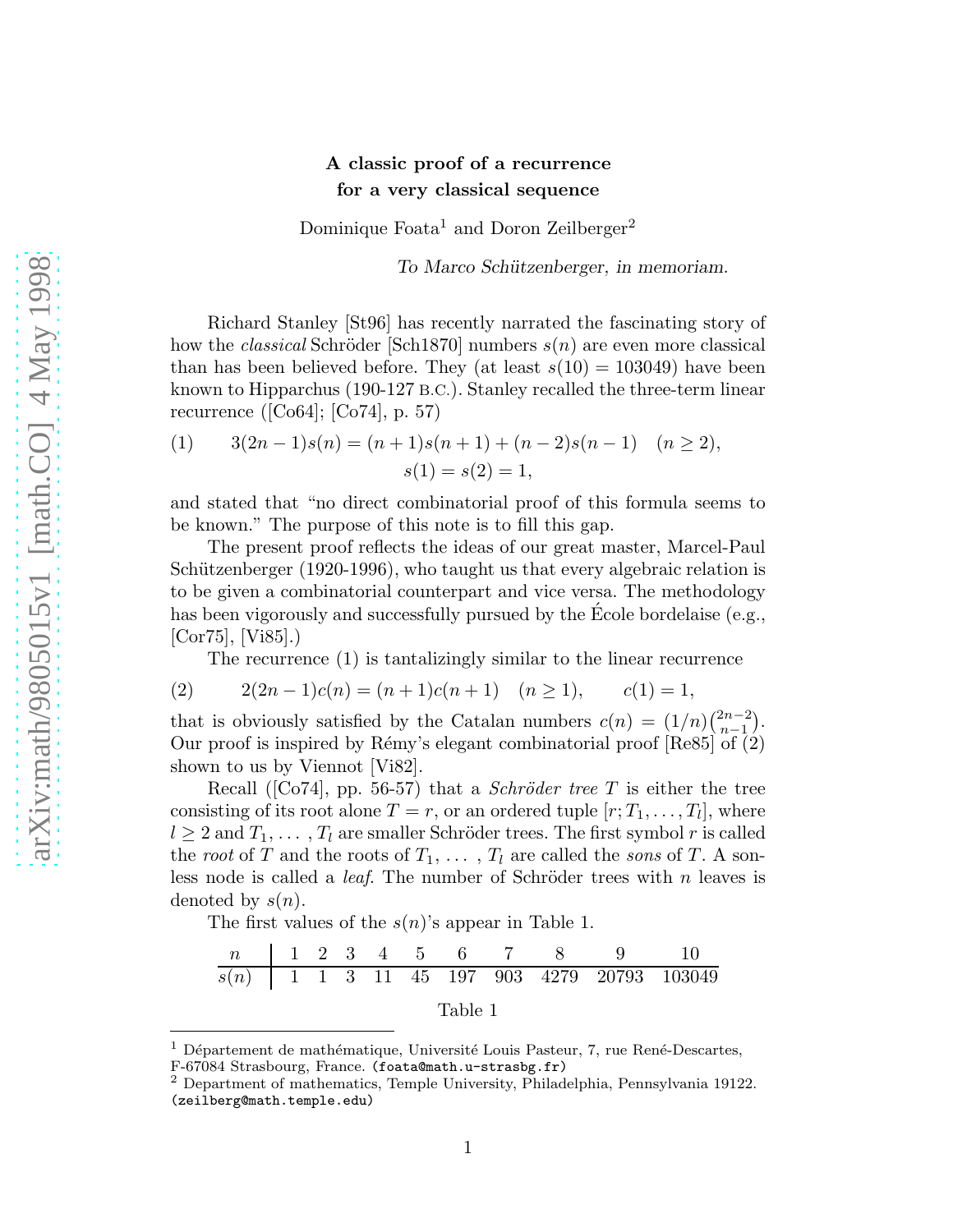# A classic proof of a recurrence for a very classical sequence

Dominique Foata[1] and Doron Zeilberger[2]

*To Marco Schützenberger, in memoriam.*

Richard Stanley [St96] has recently narrated the fascinating story of how the *classical* Schröder [Sch1870] numbers $s(n)$ are even more classical than has been believed before. They (at least $s(10) = 103049$) have been known to Hipparchus (190-127 B.C.). Stanley recalled the three-term linear recurrence ([Co64]; [Co74], p. 57)

$$(1) \qquad 3(2n-1)s(n) = (n+1)s(n+1) + (n-2)s(n-1) \quad (n \geq 2),$$
$$s(1) = s(2) = 1,$$

and stated that "no direct combinatorial proof of this formula seems to be known." The purpose of this note is to fill this gap.

The present proof reflects the ideas of our great master, Marcel-Paul Schützenberger (1920-1996), who taught us that every algebraic relation is to be given a combinatorial counterpart and vice versa. The methodology has been vigorously and successfully pursued by the École bordelaise (e.g., [Cor75], [Vi85].)

The recurrence (1) is tantalizingly similar to the linear recurrence

$$(2) \qquad 2(2n-1)c(n) = (n+1)c(n+1) \quad (n \geq 1), \qquad c(1) = 1,$$

that is obviously satisfied by the Catalan numbers $c(n) = (1/n)\binom{2n-2}{n-1}$. Our proof is inspired by Rémy's elegant combinatorial proof [Re85] of (2) shown to us by Viennot [Vi82].

Recall ([Co74], pp. 56-57) that a *Schröder tree* $T$ is either the tree consisting of its root alone $T = r$, or an ordered tuple $[r; T_1, \ldots, T_l]$, where $l \geq 2$ and $T_1, \ldots, T_l$ are smaller Schröder trees. The first symbol $r$ is called the *root* of $T$ and the roots of $T_1, \ldots, T_l$ are called the *sons* of $T$. A sonless node is called a *leaf*. The number of Schröder trees with $n$ leaves is denoted by $s(n)$.

The first values of the $s(n)$'s appear in Table 1.

| $n$ | 1 | 2 | 3 | 4 | 5 | 6 | 7 | 8 | 9 | 10 |
|---|---|---|---|---|---|---|---|---|---|---|
| $s(n)$ | 1 | 1 | 3 | 11 | 45 | 197 | 903 | 4279 | 20793 | 103049 |

Table 1

[1] Département de mathématique, Université Louis Pasteur, 7, rue René-Descartes, F-67084 Strasbourg, France. (foata@math.u-strasbg.fr)

[2] Department of mathematics, Temple University, Philadelphia, Pennsylvania 19122. (zeilberg@math.temple.edu)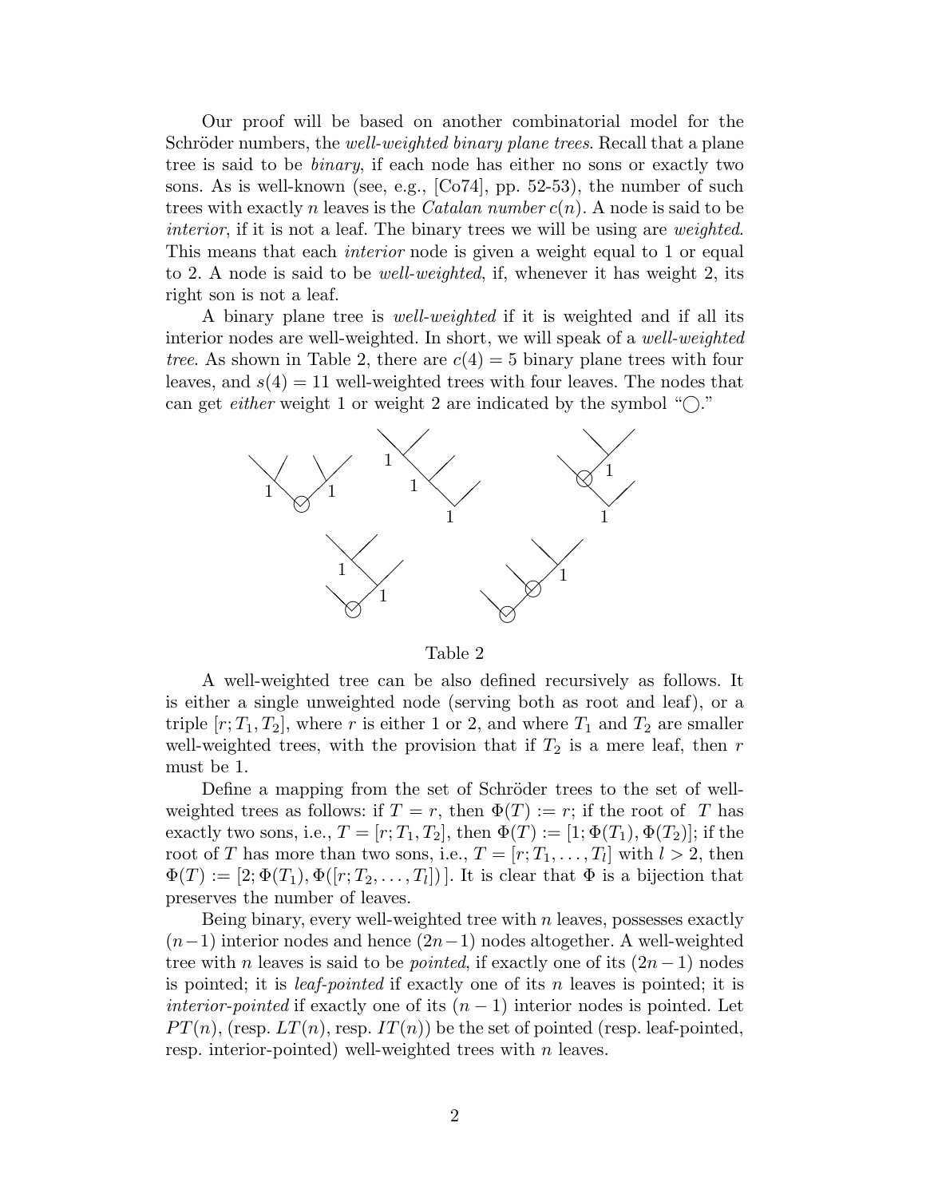Our proof will be based on another combinatorial model for the Schröder numbers, the *well-weighted binary plane trees*. Recall that a plane tree is said to be *binary*, if each node has either no sons or exactly two sons. As is well-known (see, e.g., [Co74], pp. 52-53), the number of such trees with exactly $n$ leaves is the *Catalan number* $c(n)$. A node is said to be *interior*, if it is not a leaf. The binary trees we will be using are *weighted*. This means that each *interior* node is given a weight equal to 1 or equal to 2. A node is said to be *well-weighted*, if, whenever it has weight 2, its right son is not a leaf.

A binary plane tree is *well-weighted* if it is weighted and if all its interior nodes are well-weighted. In short, we will speak of a *well-weighted tree*. As shown in Table 2, there are $c(4) = 5$ binary plane trees with four leaves, and $s(4) = 11$ well-weighted trees with four leaves. The nodes that can get *either* weight 1 or weight 2 are indicated by the symbol "$\bigcirc$."

Table 2

A well-weighted tree can be also defined recursively as follows. It is either a single unweighted node (serving both as root and leaf), or a triple $[r; T_1, T_2]$, where $r$ is either 1 or 2, and where $T_1$ and $T_2$ are smaller well-weighted trees, with the provision that if $T_2$ is a mere leaf, then $r$ must be 1.

Define a mapping from the set of Schröder trees to the set of well-weighted trees as follows: if $T = r$, then $\Phi(T) := r$; if the root of $T$ has exactly two sons, i.e., $T = [r; T_1, T_2]$, then $\Phi(T) := [1; \Phi(T_1), \Phi(T_2)]$; if the root of $T$ has more than two sons, i.e., $T = [r; T_1, \ldots, T_l]$ with $l > 2$, then $\Phi(T) := [2; \Phi(T_1), \Phi([r; T_2, \ldots, T_l])\,]$. It is clear that $\Phi$ is a bijection that preserves the number of leaves.

Being binary, every well-weighted tree with $n$ leaves, possesses exactly $(n-1)$ interior nodes and hence $(2n-1)$ nodes altogether. A well-weighted tree with $n$ leaves is said to be *pointed*, if exactly one of its $(2n-1)$ nodes is pointed; it is *leaf-pointed* if exactly one of its $n$ leaves is pointed; it is *interior-pointed* if exactly one of its $(n-1)$ interior nodes is pointed. Let $PT(n)$, (resp. $LT(n)$, resp. $IT(n)$) be the set of pointed (resp. leaf-pointed, resp. interior-pointed) well-weighted trees with $n$ leaves.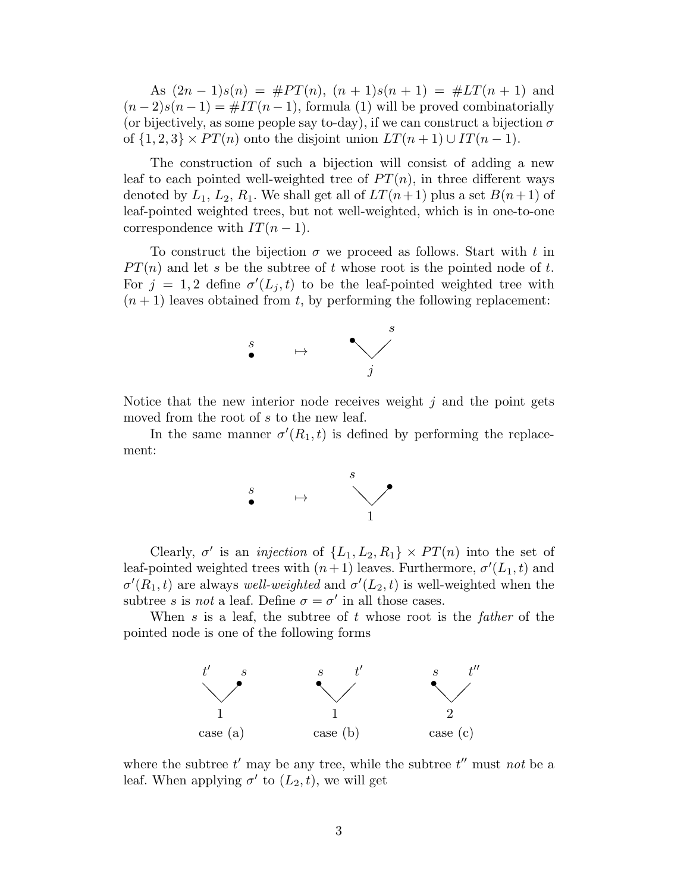As $(2n-1)s(n) = \#PT(n)$, $(n+1)s(n+1) = \#LT(n+1)$ and $(n-2)s(n-1) = \#IT(n-1)$, formula (1) will be proved combinatorially (or bijectively, as some people say to-day), if we can construct a bijection $\sigma$ of $\{1,2,3\} \times PT(n)$ onto the disjoint union $LT(n+1) \cup IT(n-1)$.

The construction of such a bijection will consist of adding a new leaf to each pointed well-weighted tree of $PT(n)$, in three different ways denoted by $L_1$, $L_2$, $R_1$. We shall get all of $LT(n+1)$ plus a set $B(n+1)$ of leaf-pointed weighted trees, but not well-weighted, which is in one-to-one correspondence with $IT(n-1)$.

To construct the bijection $\sigma$ we proceed as follows. Start with $t$ in $PT(n)$ and let $s$ be the subtree of $t$ whose root is the pointed node of $t$. For $j = 1, 2$ define $\sigma'(L_j, t)$ to be the leaf-pointed weighted tree with $(n+1)$ leaves obtained from $t$, by performing the following replacement:

$$\overset{s}{\bullet} \quad \mapsto \quad \text{(new node of weight } j \text{ with left child a pointed leaf } \bullet \text{ and right child } s)$$

Notice that the new interior node receives weight $j$ and the point gets moved from the root of $s$ to the new leaf.

In the same manner $\sigma'(R_1, t)$ is defined by performing the replacement:

$$\overset{s}{\bullet} \quad \mapsto \quad \text{(new node of weight } 1 \text{ with left child } s \text{ and right child a pointed leaf } \bullet)$$

Clearly, $\sigma'$ is an *injection* of $\{L_1, L_2, R_1\} \times PT(n)$ into the set of leaf-pointed weighted trees with $(n+1)$ leaves. Furthermore, $\sigma'(L_1, t)$ and $\sigma'(R_1, t)$ are always *well-weighted* and $\sigma'(L_2, t)$ is well-weighted when the subtree $s$ is *not* a leaf. Define $\sigma = \sigma'$ in all those cases.

When $s$ is a leaf, the subtree of $t$ whose root is the *father* of the pointed node is one of the following forms

- case (a): node of weight $1$ with left subtree $t'$ and right child the pointed leaf $s$
- case (b): node of weight $1$ with left child the pointed leaf $s$ and right subtree $t'$
- case (c): node of weight $2$ with left child the pointed leaf $s$ and right subtree $t''$

where the subtree $t'$ may be any tree, while the subtree $t''$ must *not* be a leaf. When applying $\sigma'$ to $(L_2, t)$, we will get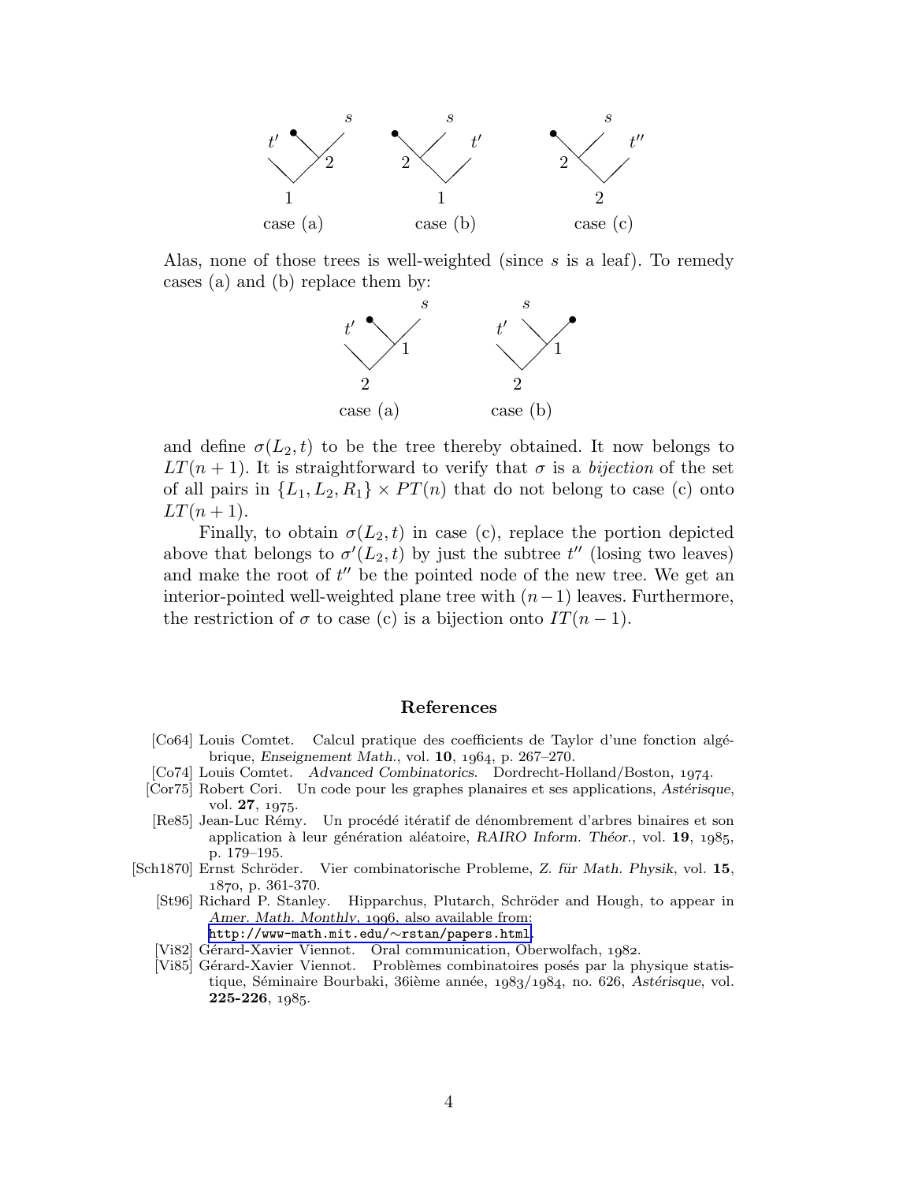case (a) case (b) case (c)

Alas, none of those trees is well-weighted (since $s$ is a leaf). To remedy cases (a) and (b) replace them by:

case (a) case (b)

and define $\sigma(L_2, t)$ to be the tree thereby obtained. It now belongs to $LT(n+1)$. It is straightforward to verify that $\sigma$ is a *bijection* of the set of all pairs in $\{L_1, L_2, R_1\} \times PT(n)$ that do not belong to case (c) onto $LT(n+1)$.

Finally, to obtain $\sigma(L_2, t)$ in case (c), replace the portion depicted above that belongs to $\sigma'(L_2, t)$ by just the subtree $t''$ (losing two leaves) and make the root of $t''$ be the pointed node of the new tree. We get an interior-pointed well-weighted plane tree with $(n-1)$ leaves. Furthermore, the restriction of $\sigma$ to case (c) is a bijection onto $IT(n-1)$.

## References

[Co64] Louis Comtet. Calcul pratique des coefficients de Taylor d'une fonction algébrique, *Enseignement Math.*, vol. **10**, 1964, p. 267–270.

[Co74] Louis Comtet. *Advanced Combinatorics*. Dordrecht-Holland/Boston, 1974.

[Cor75] Robert Cori. Un code pour les graphes planaires et ses applications, *Astérisque*, vol. **27**, 1975.

[Re85] Jean-Luc Rémy. Un procédé itératif de dénombrement d'arbres binaires et son application à leur génération aléatoire, *RAIRO Inform. Théor.*, vol. **19**, 1985, p. 179–195.

[Sch1870] Ernst Schröder. Vier combinatorische Probleme, *Z. für Math. Physik*, vol. **15**, 1870, p. 361-370.

[St96] Richard P. Stanley. Hipparchus, Plutarch, Schröder and Hough, to appear in *Amer. Math. Monthly*, 1996, also available from: http://www-math.mit.edu/~rstan/papers.html.

[Vi82] Gérard-Xavier Viennot. Oral communication, Oberwolfach, 1982.

[Vi85] Gérard-Xavier Viennot. Problèmes combinatoires posés par la physique statistique, Séminaire Bourbaki, 36ième année, 1983/1984, no. 626, *Astérisque*, vol. **225-226**, 1985.